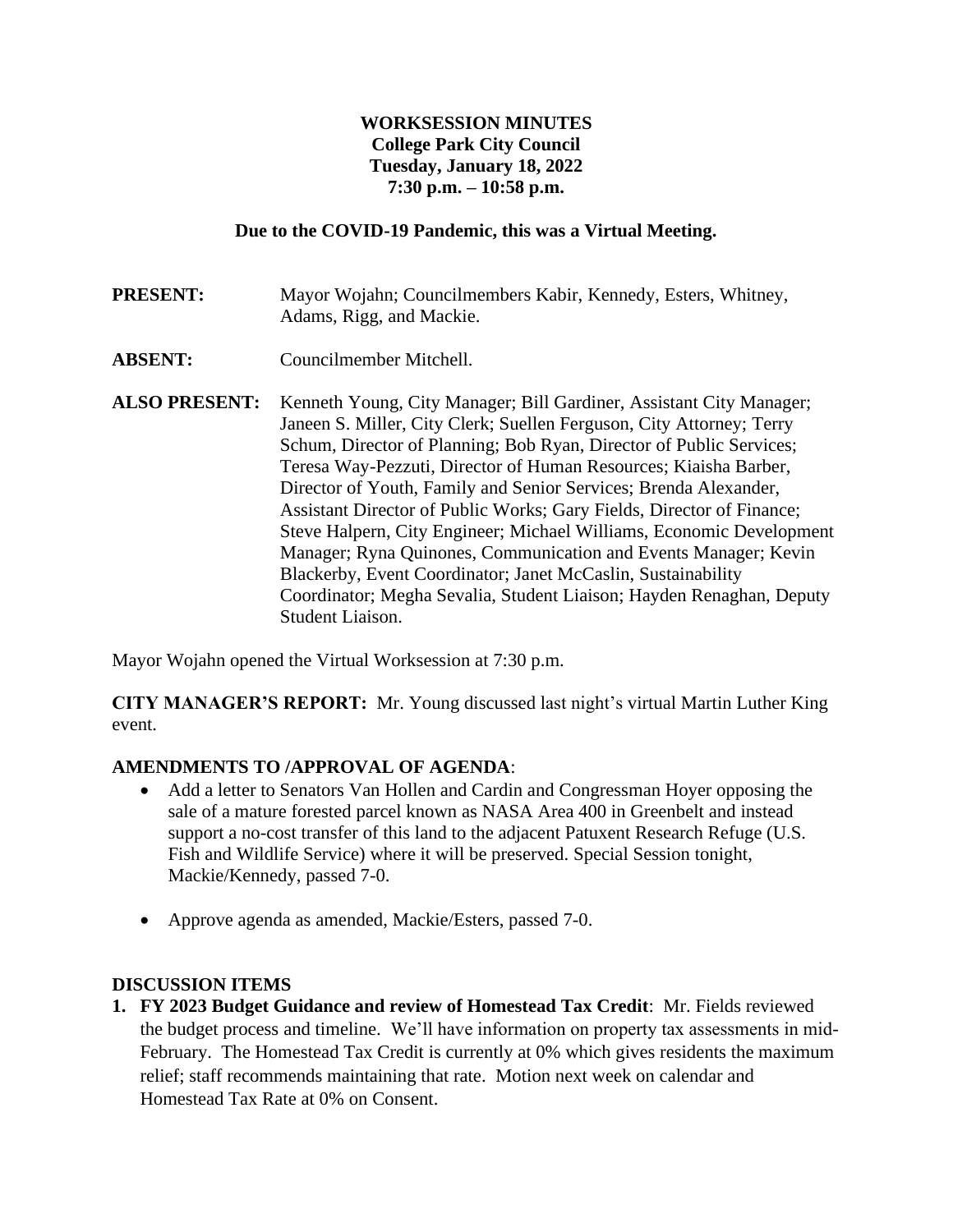**WORKSESSION MINUTES**
**College Park City Council**
**Tuesday, January 18, 2022**
**7:30 p.m. – 10:58 p.m.**

**Due to the COVID-19 Pandemic, this was a Virtual Meeting.**

**PRESENT:** Mayor Wojahn; Councilmembers Kabir, Kennedy, Esters, Whitney, Adams, Rigg, and Mackie.

**ABSENT:** Councilmember Mitchell.

**ALSO PRESENT:** Kenneth Young, City Manager; Bill Gardiner, Assistant City Manager; Janeen S. Miller, City Clerk; Suellen Ferguson, City Attorney; Terry Schum, Director of Planning; Bob Ryan, Director of Public Services; Teresa Way-Pezzuti, Director of Human Resources; Kiaisha Barber, Director of Youth, Family and Senior Services; Brenda Alexander, Assistant Director of Public Works; Gary Fields, Director of Finance; Steve Halpern, City Engineer; Michael Williams, Economic Development Manager; Ryna Quinones, Communication and Events Manager; Kevin Blackerby, Event Coordinator; Janet McCaslin, Sustainability Coordinator; Megha Sevalia, Student Liaison; Hayden Renaghan, Deputy Student Liaison.

Mayor Wojahn opened the Virtual Worksession at 7:30 p.m.

**CITY MANAGER'S REPORT:** Mr. Young discussed last night's virtual Martin Luther King event.

**AMENDMENTS TO /APPROVAL OF AGENDA**:

- Add a letter to Senators Van Hollen and Cardin and Congressman Hoyer opposing the sale of a mature forested parcel known as NASA Area 400 in Greenbelt and instead support a no-cost transfer of this land to the adjacent Patuxent Research Refuge (U.S. Fish and Wildlife Service) where it will be preserved. Special Session tonight, Mackie/Kennedy, passed 7-0.
- Approve agenda as amended, Mackie/Esters, passed 7-0.

**DISCUSSION ITEMS**

1. **FY 2023 Budget Guidance and review of Homestead Tax Credit**: Mr. Fields reviewed the budget process and timeline. We'll have information on property tax assessments in mid-February. The Homestead Tax Credit is currently at 0% which gives residents the maximum relief; staff recommends maintaining that rate. Motion next week on calendar and Homestead Tax Rate at 0% on Consent.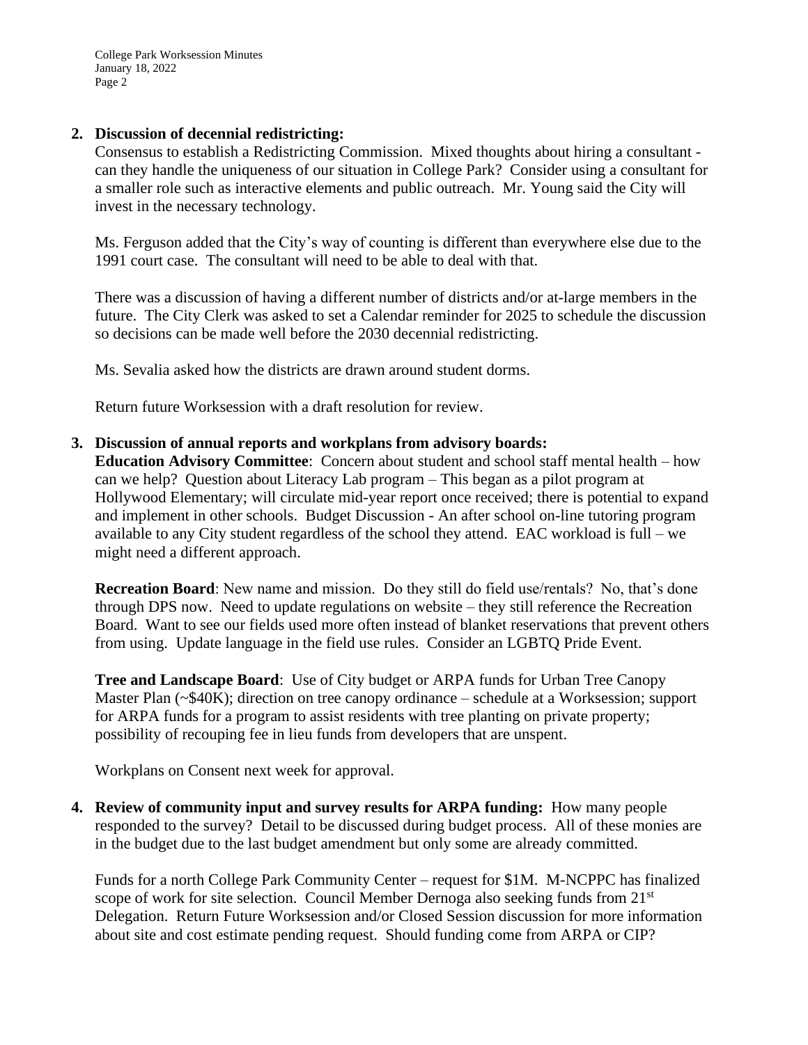2. **Discussion of decennial redistricting:**
   Consensus to establish a Redistricting Commission. Mixed thoughts about hiring a consultant - can they handle the uniqueness of our situation in College Park? Consider using a consultant for a smaller role such as interactive elements and public outreach. Mr. Young said the City will invest in the necessary technology.

   Ms. Ferguson added that the City's way of counting is different than everywhere else due to the 1991 court case. The consultant will need to be able to deal with that.

   There was a discussion of having a different number of districts and/or at-large members in the future. The City Clerk was asked to set a Calendar reminder for 2025 to schedule the discussion so decisions can be made well before the 2030 decennial redistricting.

   Ms. Sevalia asked how the districts are drawn around student dorms.

   Return future Worksession with a draft resolution for review.

3. **Discussion of annual reports and workplans from advisory boards:**
   **Education Advisory Committee**: Concern about student and school staff mental health – how can we help? Question about Literacy Lab program – This began as a pilot program at Hollywood Elementary; will circulate mid-year report once received; there is potential to expand and implement in other schools. Budget Discussion - An after school on-line tutoring program available to any City student regardless of the school they attend. EAC workload is full – we might need a different approach.

   **Recreation Board**: New name and mission. Do they still do field use/rentals? No, that's done through DPS now. Need to update regulations on website – they still reference the Recreation Board. Want to see our fields used more often instead of blanket reservations that prevent others from using. Update language in the field use rules. Consider an LGBTQ Pride Event.

   **Tree and Landscape Board**: Use of City budget or ARPA funds for Urban Tree Canopy Master Plan (~$40K); direction on tree canopy ordinance – schedule at a Worksession; support for ARPA funds for a program to assist residents with tree planting on private property; possibility of recouping fee in lieu funds from developers that are unspent.

   Workplans on Consent next week for approval.

4. **Review of community input and survey results for ARPA funding:** How many people responded to the survey? Detail to be discussed during budget process. All of these monies are in the budget due to the last budget amendment but only some are already committed.

   Funds for a north College Park Community Center – request for $1M. M-NCPPC has finalized scope of work for site selection. Council Member Dernoga also seeking funds from 21st Delegation. Return Future Worksession and/or Closed Session discussion for more information about site and cost estimate pending request. Should funding come from ARPA or CIP?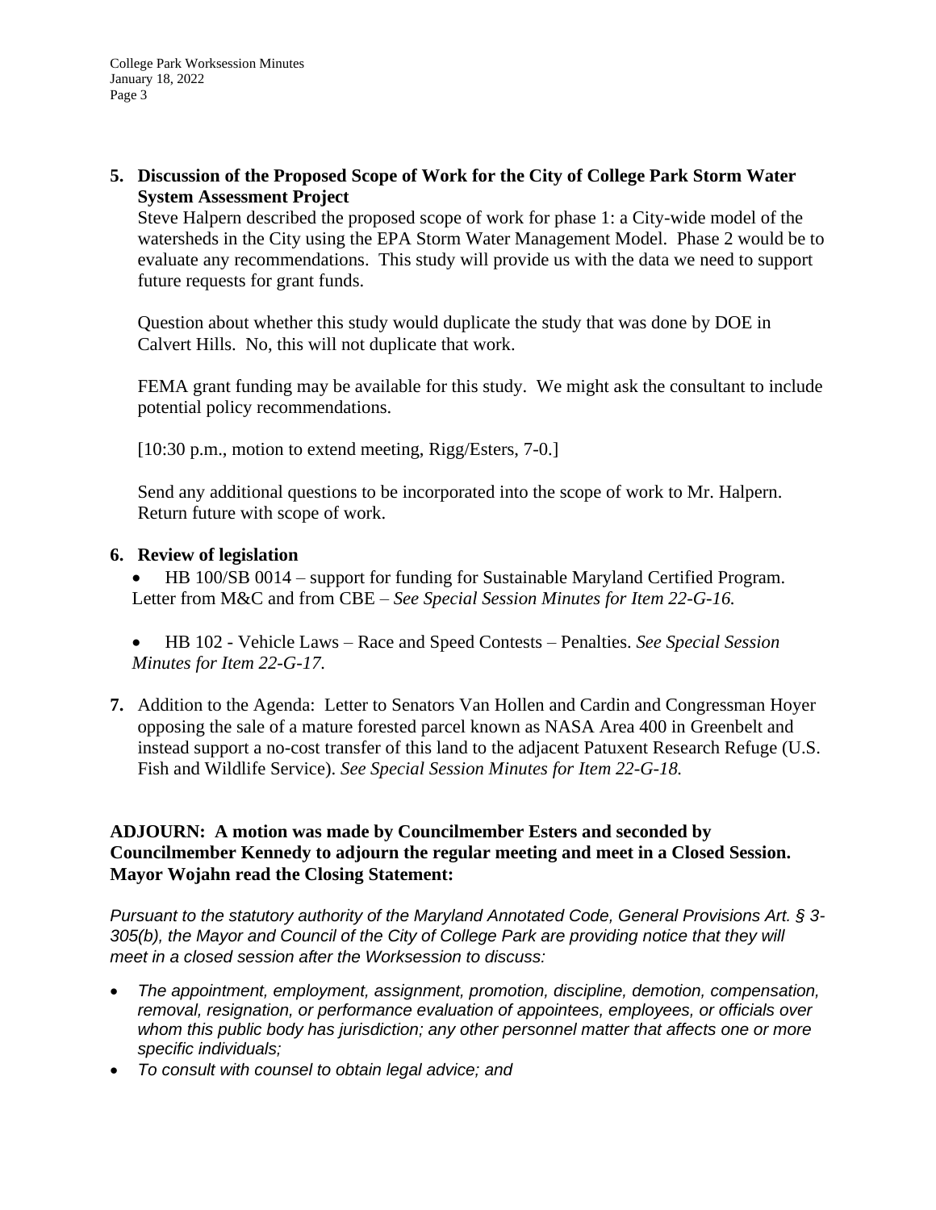**5. Discussion of the Proposed Scope of Work for the City of College Park Storm Water System Assessment Project**

Steve Halpern described the proposed scope of work for phase 1: a City-wide model of the watersheds in the City using the EPA Storm Water Management Model. Phase 2 would be to evaluate any recommendations. This study will provide us with the data we need to support future requests for grant funds.

Question about whether this study would duplicate the study that was done by DOE in Calvert Hills. No, this will not duplicate that work.

FEMA grant funding may be available for this study. We might ask the consultant to include potential policy recommendations.

[10:30 p.m., motion to extend meeting, Rigg/Esters, 7-0.]

Send any additional questions to be incorporated into the scope of work to Mr. Halpern. Return future with scope of work.

**6. Review of legislation**

- HB 100/SB 0014 – support for funding for Sustainable Maryland Certified Program. Letter from M&C and from CBE – *See Special Session Minutes for Item 22-G-16.*

- HB 102 - Vehicle Laws – Race and Speed Contests – Penalties. *See Special Session Minutes for Item 22-G-17.*

**7.** Addition to the Agenda: Letter to Senators Van Hollen and Cardin and Congressman Hoyer opposing the sale of a mature forested parcel known as NASA Area 400 in Greenbelt and instead support a no-cost transfer of this land to the adjacent Patuxent Research Refuge (U.S. Fish and Wildlife Service). *See Special Session Minutes for Item 22-G-18.*

**ADJOURN: A motion was made by Councilmember Esters and seconded by Councilmember Kennedy to adjourn the regular meeting and meet in a Closed Session. Mayor Wojahn read the Closing Statement:**

*Pursuant to the statutory authority of the Maryland Annotated Code, General Provisions Art. § 3-305(b), the Mayor and Council of the City of College Park are providing notice that they will meet in a closed session after the Worksession to discuss:*

- *The appointment, employment, assignment, promotion, discipline, demotion, compensation, removal, resignation, or performance evaluation of appointees, employees, or officials over whom this public body has jurisdiction; any other personnel matter that affects one or more specific individuals;*
- *To consult with counsel to obtain legal advice; and*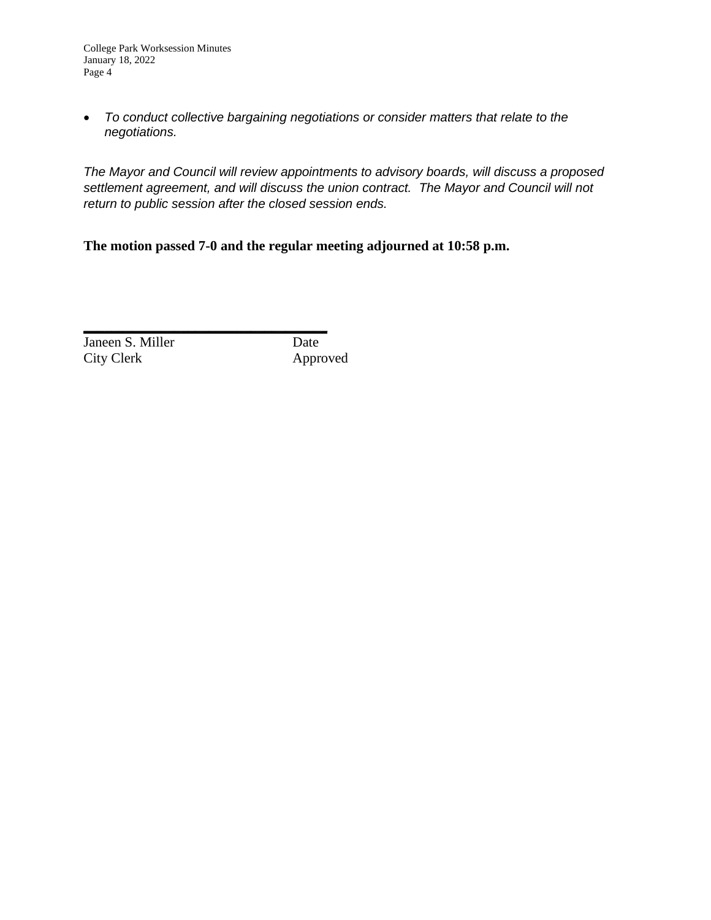- *To conduct collective bargaining negotiations or consider matters that relate to the negotiations.*

*The Mayor and Council will review appointments to advisory boards, will discuss a proposed settlement agreement, and will discuss the union contract.  The Mayor and Council will not return to public session after the closed session ends.*

**The motion passed 7-0 and the regular meeting adjourned at 10:58 p.m.**

______________________________

Janeen S. Miller          Date
City Clerk                Approved